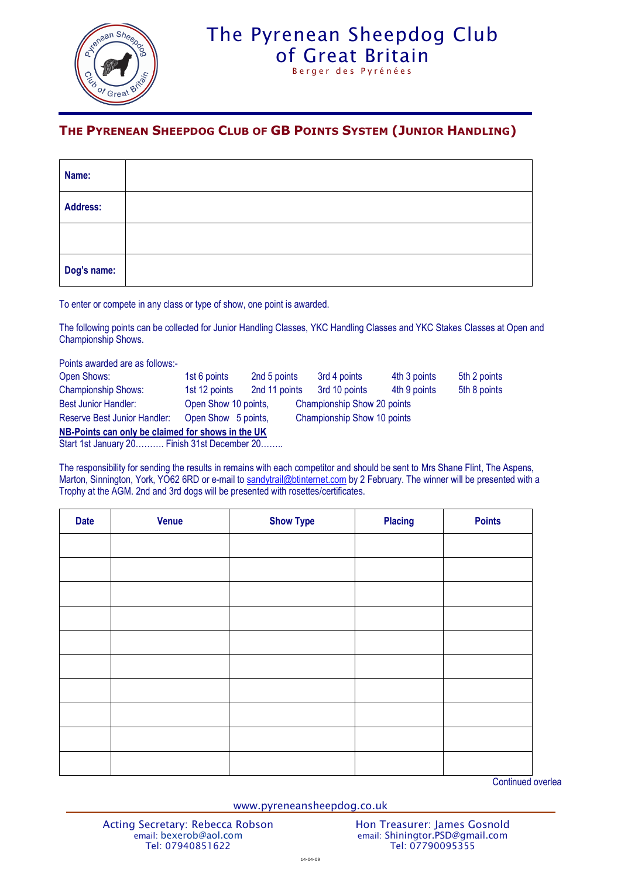# The Pyrenean Sheepdog Club of Great Britain

Berger des Pyrénées

## THE PYRENEAN SHEEPDOG CLUB OF GB POINTS SYSTEM (JUNIOR HANDLING)

| | |
|---|---|
| **Name:** | |
| **Address:** | |
| | |
| **Dog's name:** | |

To enter or compete in any class or type of show, one point is awarded.

The following points can be collected for Junior Handling Classes, YKC Handling Classes and YKC Stakes Classes at Open and Championship Shows.

Points awarded are as follows:-

| | | | | | |
|---|---|---|---|---|---|
| Open Shows: | 1st 6 points | 2nd 5 points | 3rd 4 points | 4th 3 points | 5th 2 points |
| Championship Shows: | 1st 12 points | 2nd 11 points | 3rd 10 points | 4th 9 points | 5th 8 points |
| Best Junior Handler: | Open Show 10 points, | Championship Show 20 points | | | |
| Reserve Best Junior Handler: | Open Show 5 points, | Championship Show 10 points | | | |

**NB-Points can only be claimed for shows in the UK**

Start 1st January 20………. Finish 31st December 20……..

The responsibility for sending the results in remains with each competitor and should be sent to Mrs Shane Flint, The Aspens, Marton, Sinnington, York, YO62 6RD or e-mail to sandytrail@btinternet.com by 2 February. The winner will be presented with a Trophy at the AGM. 2nd and 3rd dogs will be presented with rosettes/certificates.

| Date | Venue | Show Type | Placing | Points |
|---|---|---|---|---|
| | | | | |
| | | | | |
| | | | | |
| | | | | |
| | | | | |
| | | | | |
| | | | | |
| | | | | |
| | | | | |
| | | | | |

Continued overlea

www.pyreneansheepdog.co.uk

Acting Secretary: Rebecca Robson
email: bexerob@aol.com
Tel: 07940851622

Hon Treasurer: James Gosnold
email: Shiningtor.PSD@gmail.com
Tel: 07790095355

14-04-09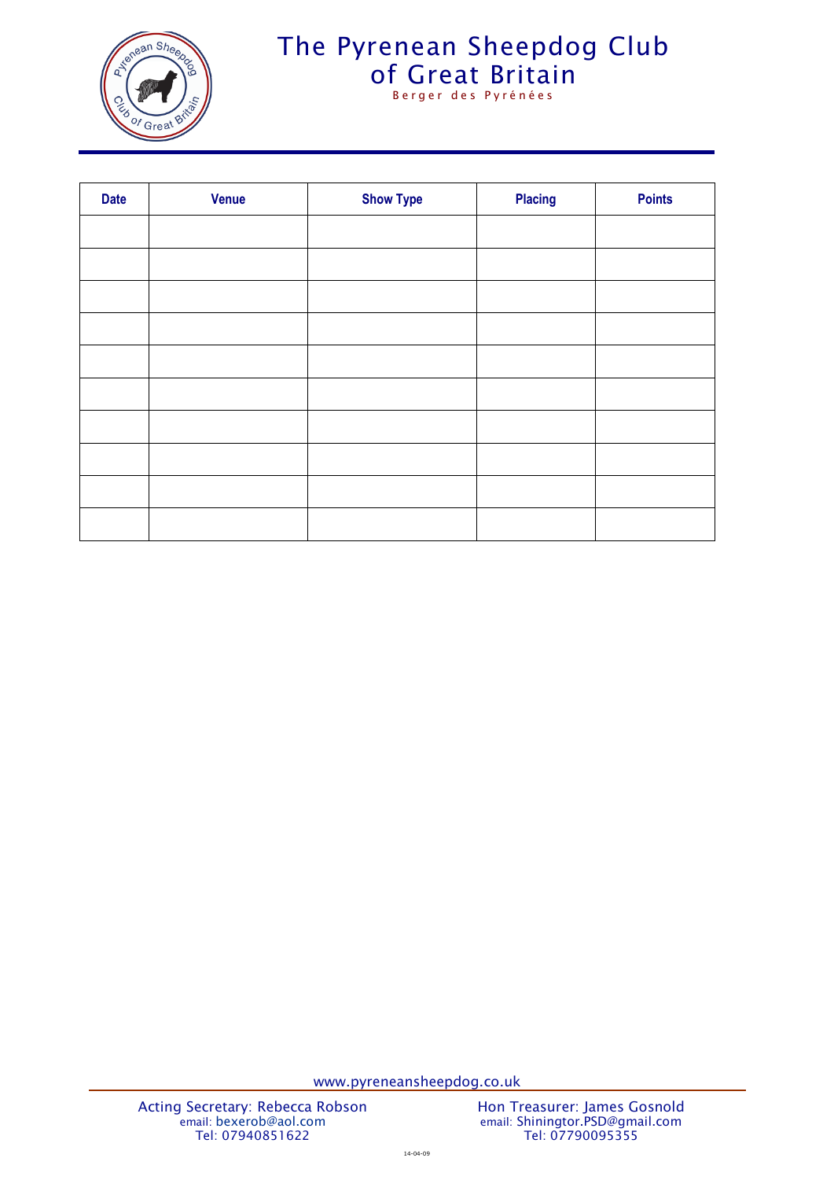# The Pyrenean Sheepdog Club of Great Britain

Berger des Pyrénées

| Date | Venue | Show Type | Placing | Points |
| --- | --- | --- | --- | --- |
| | | | | |
| | | | | |
| | | | | |
| | | | | |
| | | | | |
| | | | | |
| | | | | |
| | | | | |
| | | | | |
| | | | | |

www.pyreneansheepdog.co.uk

Acting Secretary: Rebecca Robson
email: bexerob@aol.com
Tel: 07940851622

Hon Treasurer: James Gosnold
email: Shiningtor.PSD@gmail.com
Tel: 07790095355

14-04-09